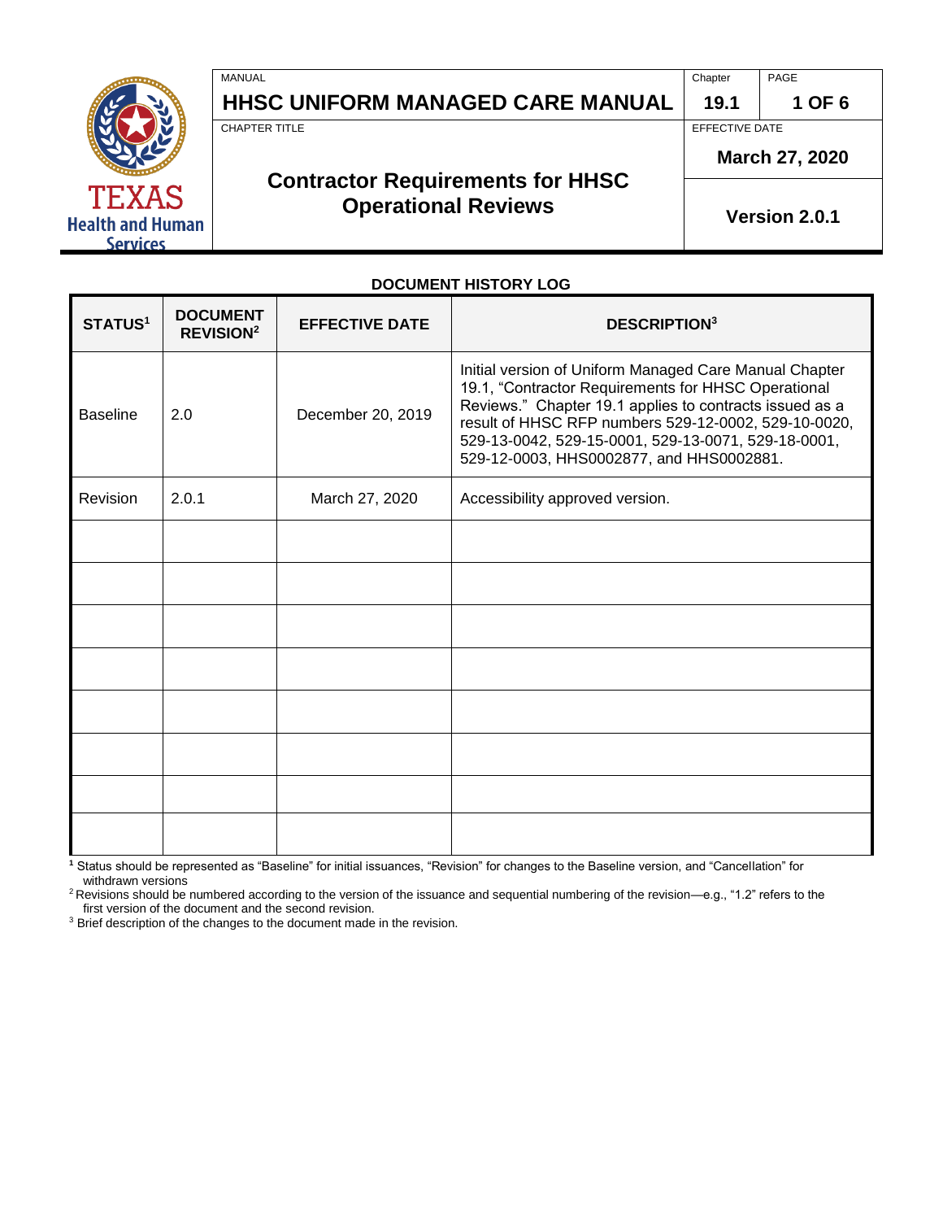MANUAL

# HHSC UNIFORM MANAGED CARE MANUAL

| Chapter | PAGE |
| --- | --- |
| 19.1 | 1 OF 6 |

CHAPTER TITLE

## Contractor Requirements for HHSC Operational Reviews

EFFECTIVE DATE

**March 27, 2020**

**Version 2.0.1**

### DOCUMENT HISTORY LOG

| STATUS[1] | DOCUMENT REVISION[2] | EFFECTIVE DATE | DESCRIPTION[3] |
| --- | --- | --- | --- |
| Baseline | 2.0 | December 20, 2019 | Initial version of Uniform Managed Care Manual Chapter 19.1, "Contractor Requirements for HHSC Operational Reviews." Chapter 19.1 applies to contracts issued as a result of HHSC RFP numbers 529-12-0002, 529-10-0020, 529-13-0042, 529-15-0001, 529-13-0071, 529-18-0001, 529-12-0003, HHS0002877, and HHS0002881. |
| Revision | 2.0.1 | March 27, 2020 | Accessibility approved version. |
| | | | |
| | | | |
| | | | |
| | | | |
| | | | |
| | | | |
| | | | |
| | | | |

[1] Status should be represented as "Baseline" for initial issuances, "Revision" for changes to the Baseline version, and "Cancellation" for withdrawn versions

[2] Revisions should be numbered according to the version of the issuance and sequential numbering of the revision—e.g., "1.2" refers to the first version of the document and the second revision.

[3] Brief description of the changes to the document made in the revision.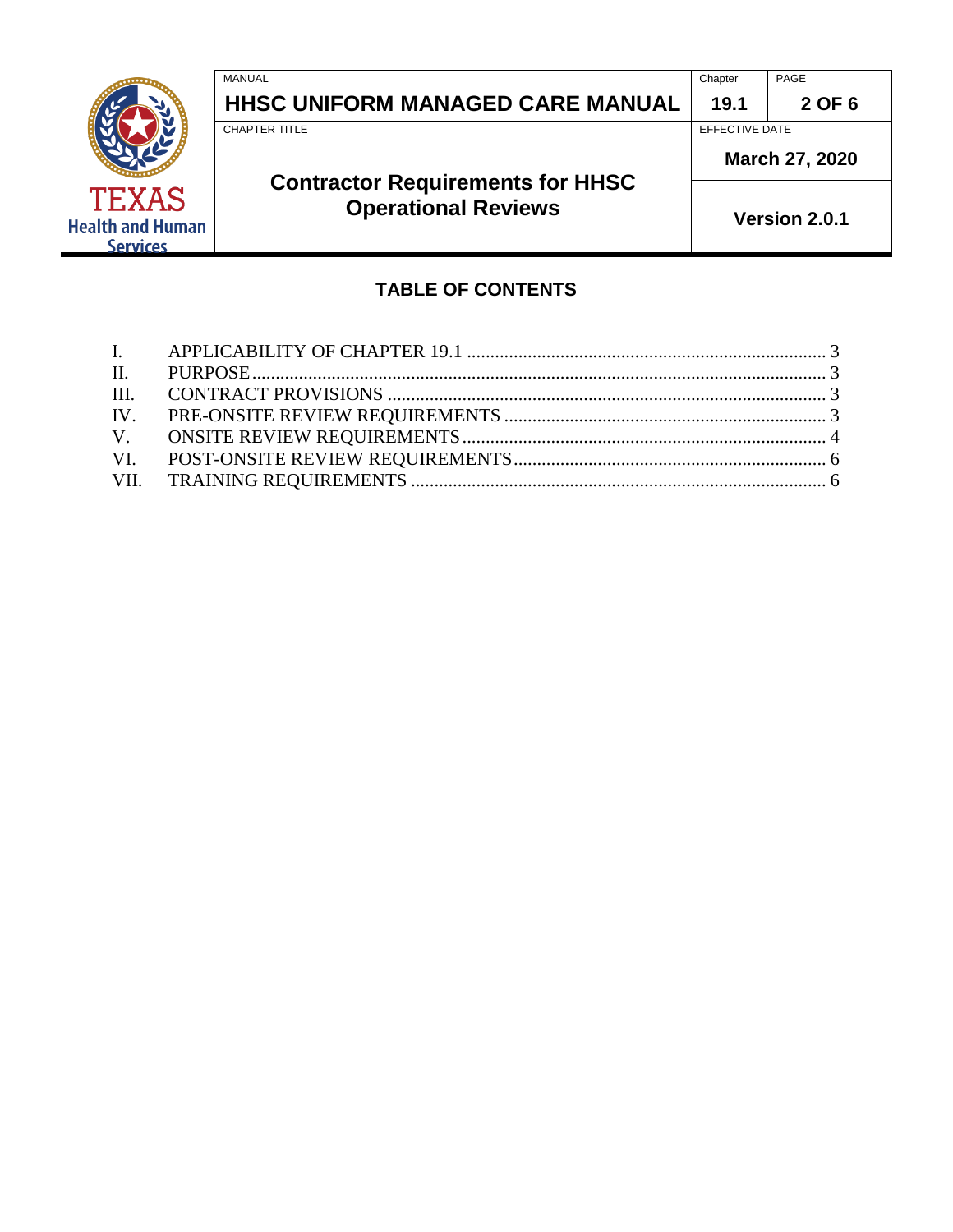## TABLE OF CONTENTS

I. APPLICABILITY OF CHAPTER 19.1 ............................................................................. 3
II. PURPOSE ............................................................................................................. 3
III. CONTRACT PROVISIONS ........................................................................................ 3
IV. PRE-ONSITE REVIEW REQUIREMENTS ................................................................... 3
V. ONSITE REVIEW REQUIREMENTS ............................................................................ 4
VI. POST-ONSITE REVIEW REQUIREMENTS .................................................................. 6
VII. TRAINING REQUIREMENTS ................................................................................... 6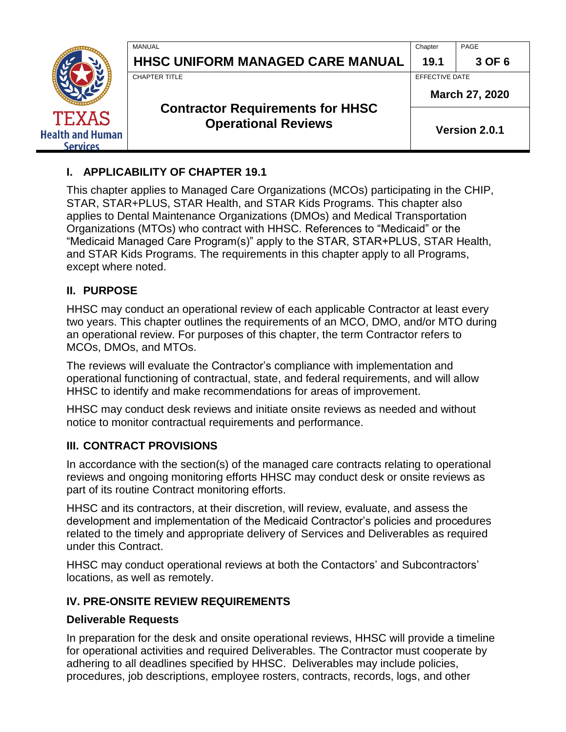## I. APPLICABILITY OF CHAPTER 19.1

This chapter applies to Managed Care Organizations (MCOs) participating in the CHIP, STAR, STAR+PLUS, STAR Health, and STAR Kids Programs. This chapter also applies to Dental Maintenance Organizations (DMOs) and Medical Transportation Organizations (MTOs) who contract with HHSC. References to "Medicaid" or the "Medicaid Managed Care Program(s)" apply to the STAR, STAR+PLUS, STAR Health, and STAR Kids Programs. The requirements in this chapter apply to all Programs, except where noted.

## II. PURPOSE

HHSC may conduct an operational review of each applicable Contractor at least every two years. This chapter outlines the requirements of an MCO, DMO, and/or MTO during an operational review. For purposes of this chapter, the term Contractor refers to MCOs, DMOs, and MTOs.

The reviews will evaluate the Contractor's compliance with implementation and operational functioning of contractual, state, and federal requirements, and will allow HHSC to identify and make recommendations for areas of improvement.

HHSC may conduct desk reviews and initiate onsite reviews as needed and without notice to monitor contractual requirements and performance.

## III. CONTRACT PROVISIONS

In accordance with the section(s) of the managed care contracts relating to operational reviews and ongoing monitoring efforts HHSC may conduct desk or onsite reviews as part of its routine Contract monitoring efforts.

HHSC and its contractors, at their discretion, will review, evaluate, and assess the development and implementation of the Medicaid Contractor's policies and procedures related to the timely and appropriate delivery of Services and Deliverables as required under this Contract.

HHSC may conduct operational reviews at both the Contactors' and Subcontractors' locations, as well as remotely.

## IV. PRE-ONSITE REVIEW REQUIREMENTS

### Deliverable Requests

In preparation for the desk and onsite operational reviews, HHSC will provide a timeline for operational activities and required Deliverables. The Contractor must cooperate by adhering to all deadlines specified by HHSC. Deliverables may include policies, procedures, job descriptions, employee rosters, contracts, records, logs, and other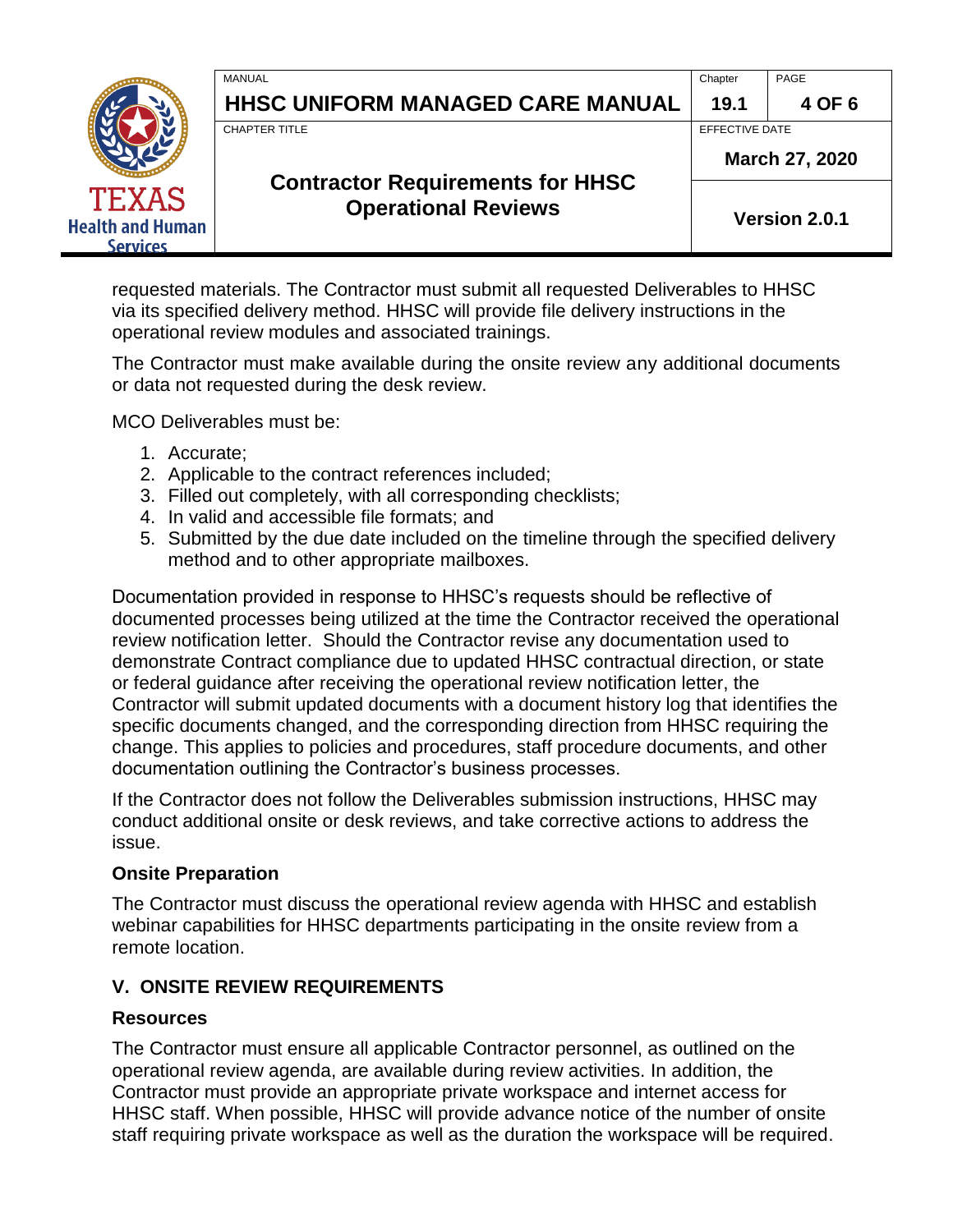requested materials. The Contractor must submit all requested Deliverables to HHSC via its specified delivery method. HHSC will provide file delivery instructions in the operational review modules and associated trainings.

The Contractor must make available during the onsite review any additional documents or data not requested during the desk review.

MCO Deliverables must be:

1. Accurate;
2. Applicable to the contract references included;
3. Filled out completely, with all corresponding checklists;
4. In valid and accessible file formats; and
5. Submitted by the due date included on the timeline through the specified delivery method and to other appropriate mailboxes.

Documentation provided in response to HHSC's requests should be reflective of documented processes being utilized at the time the Contractor received the operational review notification letter. Should the Contractor revise any documentation used to demonstrate Contract compliance due to updated HHSC contractual direction, or state or federal guidance after receiving the operational review notification letter, the Contractor will submit updated documents with a document history log that identifies the specific documents changed, and the corresponding direction from HHSC requiring the change. This applies to policies and procedures, staff procedure documents, and other documentation outlining the Contractor's business processes.

If the Contractor does not follow the Deliverables submission instructions, HHSC may conduct additional onsite or desk reviews, and take corrective actions to address the issue.

### Onsite Preparation

The Contractor must discuss the operational review agenda with HHSC and establish webinar capabilities for HHSC departments participating in the onsite review from a remote location.

## V. ONSITE REVIEW REQUIREMENTS

### Resources

The Contractor must ensure all applicable Contractor personnel, as outlined on the operational review agenda, are available during review activities. In addition, the Contractor must provide an appropriate private workspace and internet access for HHSC staff. When possible, HHSC will provide advance notice of the number of onsite staff requiring private workspace as well as the duration the workspace will be required.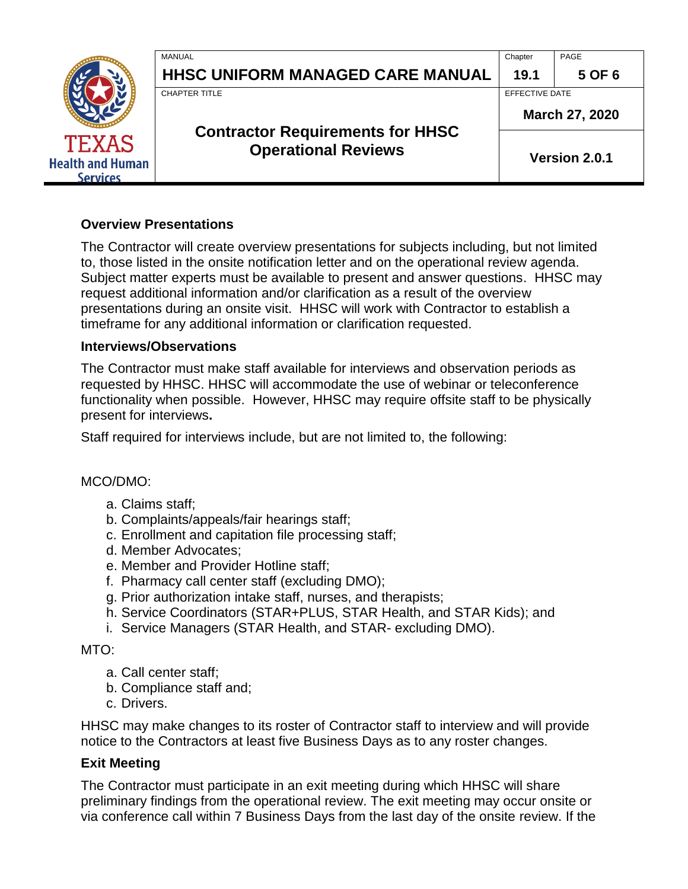### Overview Presentations

The Contractor will create overview presentations for subjects including, but not limited to, those listed in the onsite notification letter and on the operational review agenda. Subject matter experts must be available to present and answer questions. HHSC may request additional information and/or clarification as a result of the overview presentations during an onsite visit. HHSC will work with Contractor to establish a timeframe for any additional information or clarification requested.

### Interviews/Observations

The Contractor must make staff available for interviews and observation periods as requested by HHSC. HHSC will accommodate the use of webinar or teleconference functionality when possible. However, HHSC may require offsite staff to be physically present for interviews**.**

Staff required for interviews include, but are not limited to, the following:

MCO/DMO:

a. Claims staff;
b. Complaints/appeals/fair hearings staff;
c. Enrollment and capitation file processing staff;
d. Member Advocates;
e. Member and Provider Hotline staff;
f. Pharmacy call center staff (excluding DMO);
g. Prior authorization intake staff, nurses, and therapists;
h. Service Coordinators (STAR+PLUS, STAR Health, and STAR Kids); and
i. Service Managers (STAR Health, and STAR- excluding DMO).

MTO:

a. Call center staff;
b. Compliance staff and;
c. Drivers.

HHSC may make changes to its roster of Contractor staff to interview and will provide notice to the Contractors at least five Business Days as to any roster changes.

### Exit Meeting

The Contractor must participate in an exit meeting during which HHSC will share preliminary findings from the operational review. The exit meeting may occur onsite or via conference call within 7 Business Days from the last day of the onsite review. If the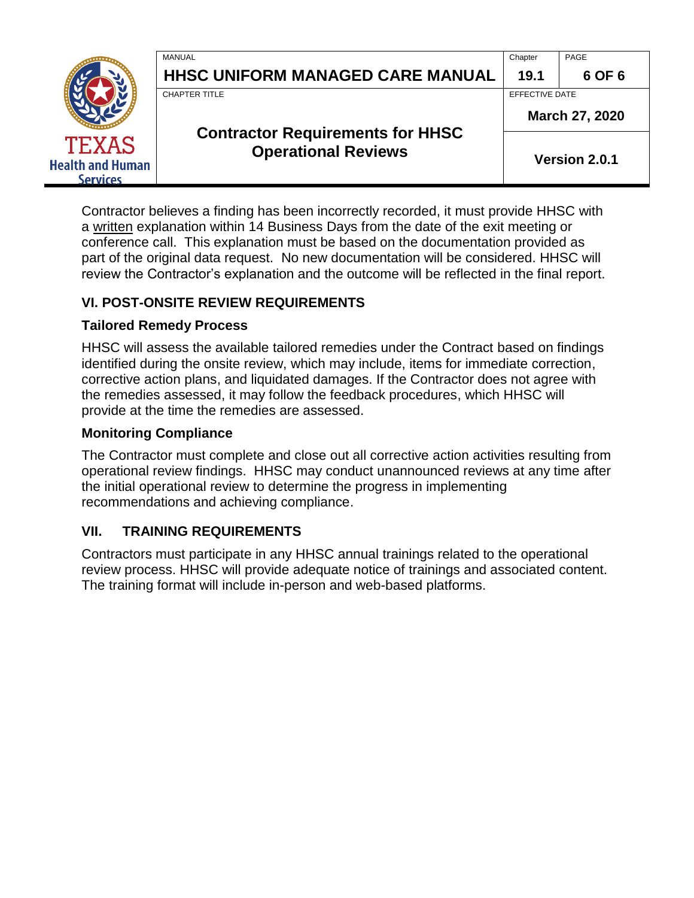Contractor believes a finding has been incorrectly recorded, it must provide HHSC with a written explanation within 14 Business Days from the date of the exit meeting or conference call. This explanation must be based on the documentation provided as part of the original data request. No new documentation will be considered. HHSC will review the Contractor's explanation and the outcome will be reflected in the final report.

## VI. POST-ONSITE REVIEW REQUIREMENTS

### Tailored Remedy Process

HHSC will assess the available tailored remedies under the Contract based on findings identified during the onsite review, which may include, items for immediate correction, corrective action plans, and liquidated damages. If the Contractor does not agree with the remedies assessed, it may follow the feedback procedures, which HHSC will provide at the time the remedies are assessed.

### Monitoring Compliance

The Contractor must complete and close out all corrective action activities resulting from operational review findings. HHSC may conduct unannounced reviews at any time after the initial operational review to determine the progress in implementing recommendations and achieving compliance.

## VII. TRAINING REQUIREMENTS

Contractors must participate in any HHSC annual trainings related to the operational review process. HHSC will provide adequate notice of trainings and associated content. The training format will include in-person and web-based platforms.